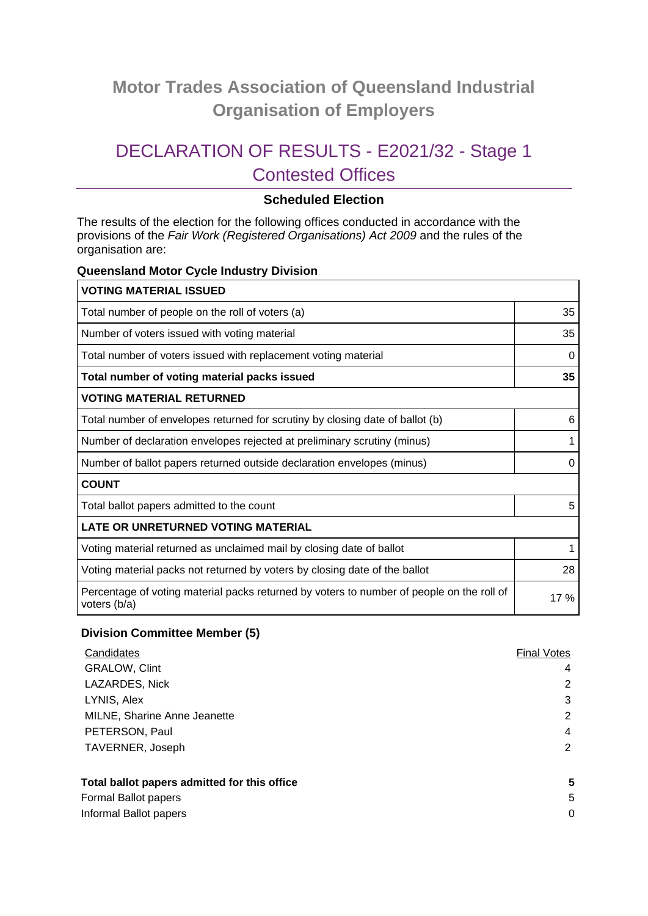# Motor Trades Association of Queensland Industrial Organisation of Employers

## DECLARATION OF RESULTS - E2021/32 - Stage 1 Contested Offices

### Scheduled Election

The results of the election for the following offices conducted in accordance with the provisions of the *Fair Work (Registered Organisations) Act 2009* and the rules of the organisation are:

**Queensland Motor Cycle Industry Division**

| VOTING MATERIAL ISSUED | |
|---|---|
| Total number of people on the roll of voters (a) | 35 |
| Number of voters issued with voting material | 35 |
| Total number of voters issued with replacement voting material | 0 |
| **Total number of voting material packs issued** | **35** |
| **VOTING MATERIAL RETURNED** | |
| Total number of envelopes returned for scrutiny by closing date of ballot (b) | 6 |
| Number of declaration envelopes rejected at preliminary scrutiny (minus) | 1 |
| Number of ballot papers returned outside declaration envelopes (minus) | 0 |
| **COUNT** | |
| Total ballot papers admitted to the count | 5 |
| **LATE OR UNRETURNED VOTING MATERIAL** | |
| Voting material returned as unclaimed mail by closing date of ballot | 1 |
| Voting material packs not returned by voters by closing date of the ballot | 28 |
| Percentage of voting material packs returned by voters to number of people on the roll of voters (b/a) | 17 % |

**Division Committee Member (5)**

| Candidates | Final Votes |
|---|---|
| GRALOW, Clint | 4 |
| LAZARDES, Nick | 2 |
| LYNIS, Alex | 3 |
| MILNE, Sharine Anne Jeanette | 2 |
| PETERSON, Paul | 4 |
| TAVERNER, Joseph | 2 |

| | |
|---|---|
| **Total ballot papers admitted for this office** | **5** |
| Formal Ballot papers | 5 |
| Informal Ballot papers | 0 |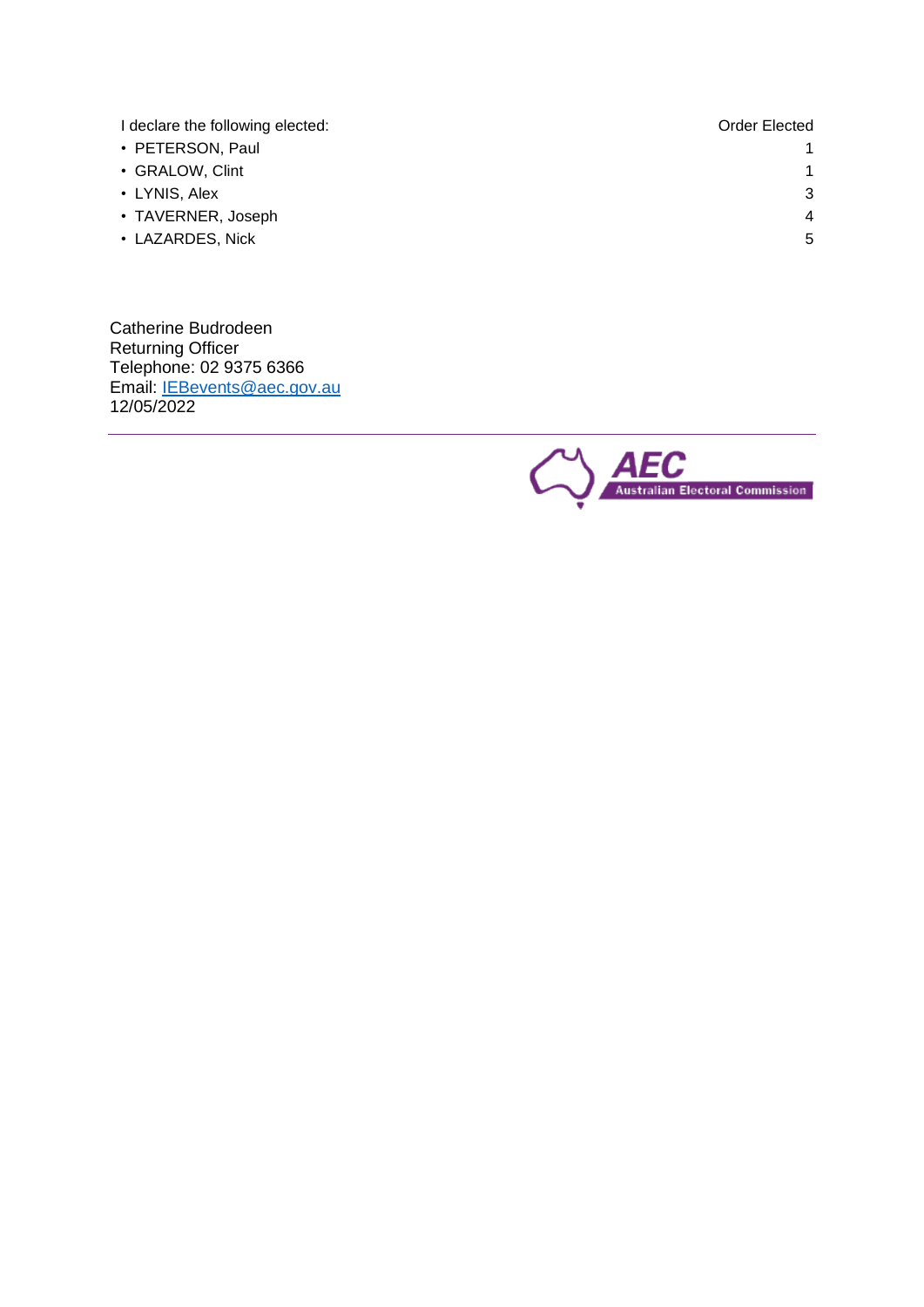| I declare the following elected: | Order Elected |
| --- | --- |
| • PETERSON, Paul | 1 |
| • GRALOW, Clint | 1 |
| • LYNIS, Alex | 3 |
| • TAVERNER, Joseph | 4 |
| • LAZARDES, Nick | 5 |

Catherine Budrodeen
Returning Officer
Telephone: 02 9375 6366
Email: IEBevents@aec.gov.au
12/05/2022

AEC Australian Electoral Commission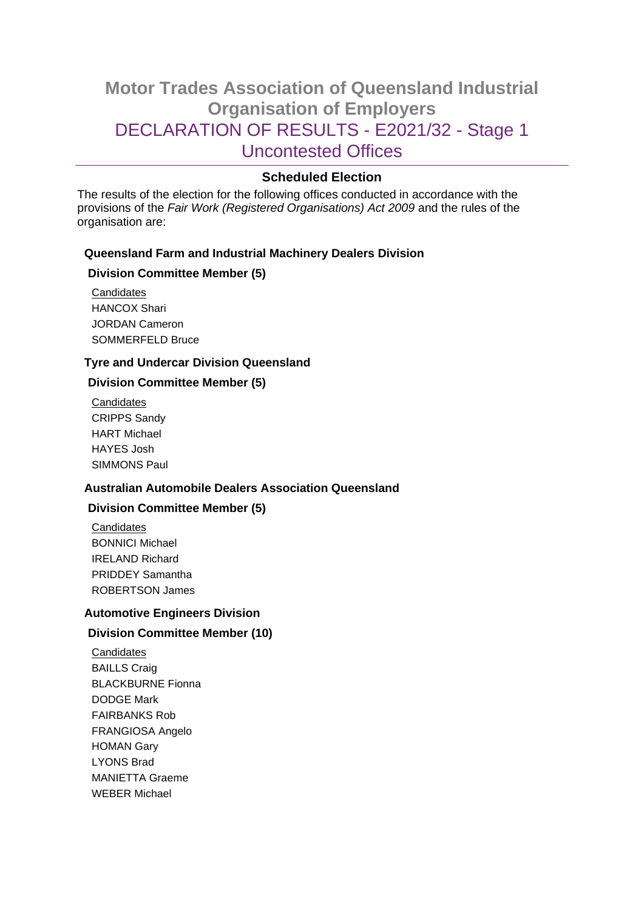# Motor Trades Association of Queensland Industrial Organisation of Employers

## DECLARATION OF RESULTS - E2021/32 - Stage 1 Uncontested Offices

### Scheduled Election

The results of the election for the following offices conducted in accordance with the provisions of the *Fair Work (Registered Organisations) Act 2009* and the rules of the organisation are:

**Queensland Farm and Industrial Machinery Dealers Division**

**Division Committee Member (5)**

Candidates
HANCOX Shari
JORDAN Cameron
SOMMERFELD Bruce

**Tyre and Undercar Division Queensland**

**Division Committee Member (5)**

Candidates
CRIPPS Sandy
HART Michael
HAYES Josh
SIMMONS Paul

**Australian Automobile Dealers Association Queensland**

**Division Committee Member (5)**

Candidates
BONNICI Michael
IRELAND Richard
PRIDDEY Samantha
ROBERTSON James

**Automotive Engineers Division**

**Division Committee Member (10)**

Candidates
BAILLS Craig
BLACKBURNE Fionna
DODGE Mark
FAIRBANKS Rob
FRANGIOSA Angelo
HOMAN Gary
LYONS Brad
MANIETTA Graeme
WEBER Michael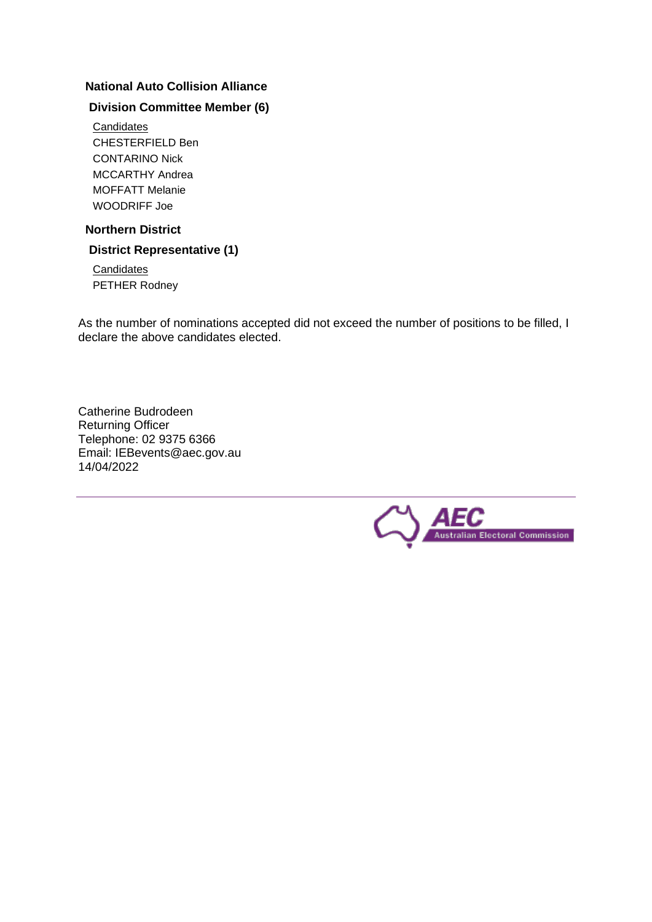**National Auto Collision Alliance**

**Division Committee Member (6)**

Candidates
CHESTERFIELD Ben
CONTARINO Nick
MCCARTHY Andrea
MOFFATT Melanie
WOODRIFF Joe

**Northern District**

**District Representative (1)**

Candidates
PETHER Rodney

As the number of nominations accepted did not exceed the number of positions to be filled, I declare the above candidates elected.

Catherine Budrodeen
Returning Officer
Telephone: 02 9375 6366
Email: IEBevents@aec.gov.au
14/04/2022

AEC Australian Electoral Commission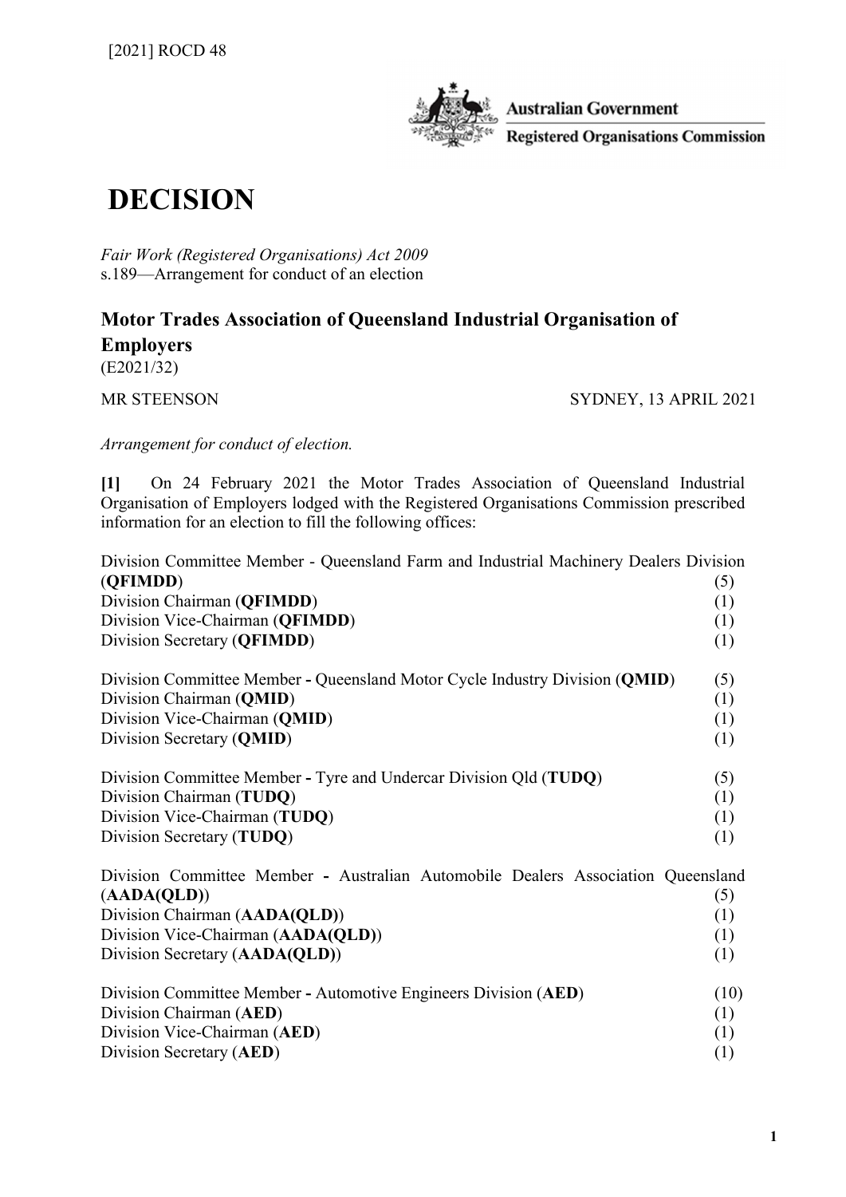[2021] ROCD 48

Australian Government

Registered Organisations Commission

# DECISION

*Fair Work (Registered Organisations) Act 2009*
s.189—Arrangement for conduct of an election

## Motor Trades Association of Queensland Industrial Organisation of Employers

(E2021/32)

MR STEENSON SYDNEY, 13 APRIL 2021

*Arrangement for conduct of election.*

**[1]** On 24 February 2021 the Motor Trades Association of Queensland Industrial Organisation of Employers lodged with the Registered Organisations Commission prescribed information for an election to fill the following offices:

Division Committee Member - Queensland Farm and Industrial Machinery Dealers Division (**QFIMDD**) (5)
Division Chairman (**QFIMDD**) (1)
Division Vice-Chairman (**QFIMDD**) (1)
Division Secretary (**QFIMDD**) (1)

Division Committee Member **-** Queensland Motor Cycle Industry Division (**QMID**) (5)
Division Chairman (**QMID**) (1)
Division Vice-Chairman (**QMID**) (1)
Division Secretary (**QMID**) (1)

Division Committee Member **-** Tyre and Undercar Division Qld (**TUDQ**) (5)
Division Chairman (**TUDQ**) (1)
Division Vice-Chairman (**TUDQ**) (1)
Division Secretary (**TUDQ**) (1)

Division Committee Member **-** Australian Automobile Dealers Association Queensland (**AADA(QLD)**) (5)
Division Chairman (**AADA(QLD)**) (1)
Division Vice-Chairman (**AADA(QLD)**) (1)
Division Secretary (**AADA(QLD)**) (1)

Division Committee Member **-** Automotive Engineers Division (**AED**) (10)
Division Chairman (**AED**) (1)
Division Vice-Chairman (**AED**) (1)
Division Secretary (**AED**) (1)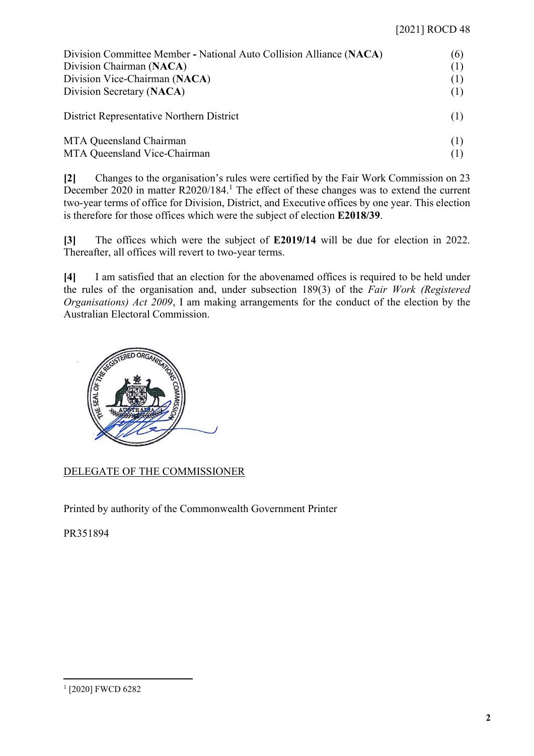| | |
|---|---|
| Division Committee Member - National Auto Collision Alliance (**NACA**) | (6) |
| Division Chairman (**NACA**) | (1) |
| Division Vice-Chairman (**NACA**) | (1) |
| Division Secretary (**NACA**) | (1) |
| | |
| District Representative Northern District | (1) |
| | |
| MTA Queensland Chairman | (1) |
| MTA Queensland Vice-Chairman | (1) |

**[2]** Changes to the organisation's rules were certified by the Fair Work Commission on 23 December 2020 in matter R2020/184.[1] The effect of these changes was to extend the current two-year terms of office for Division, District, and Executive offices by one year. This election is therefore for those offices which were the subject of election **E2018/39**.

**[3]** The offices which were the subject of **E2019/14** will be due for election in 2022. Thereafter, all offices will revert to two-year terms.

**[4]** I am satisfied that an election for the abovenamed offices is required to be held under the rules of the organisation and, under subsection 189(3) of the *Fair Work (Registered Organisations) Act 2009*, I am making arrangements for the conduct of the election by the Australian Electoral Commission.

DELEGATE OF THE COMMISSIONER

Printed by authority of the Commonwealth Government Printer

PR351894

---

[1] [2020] FWCD 6282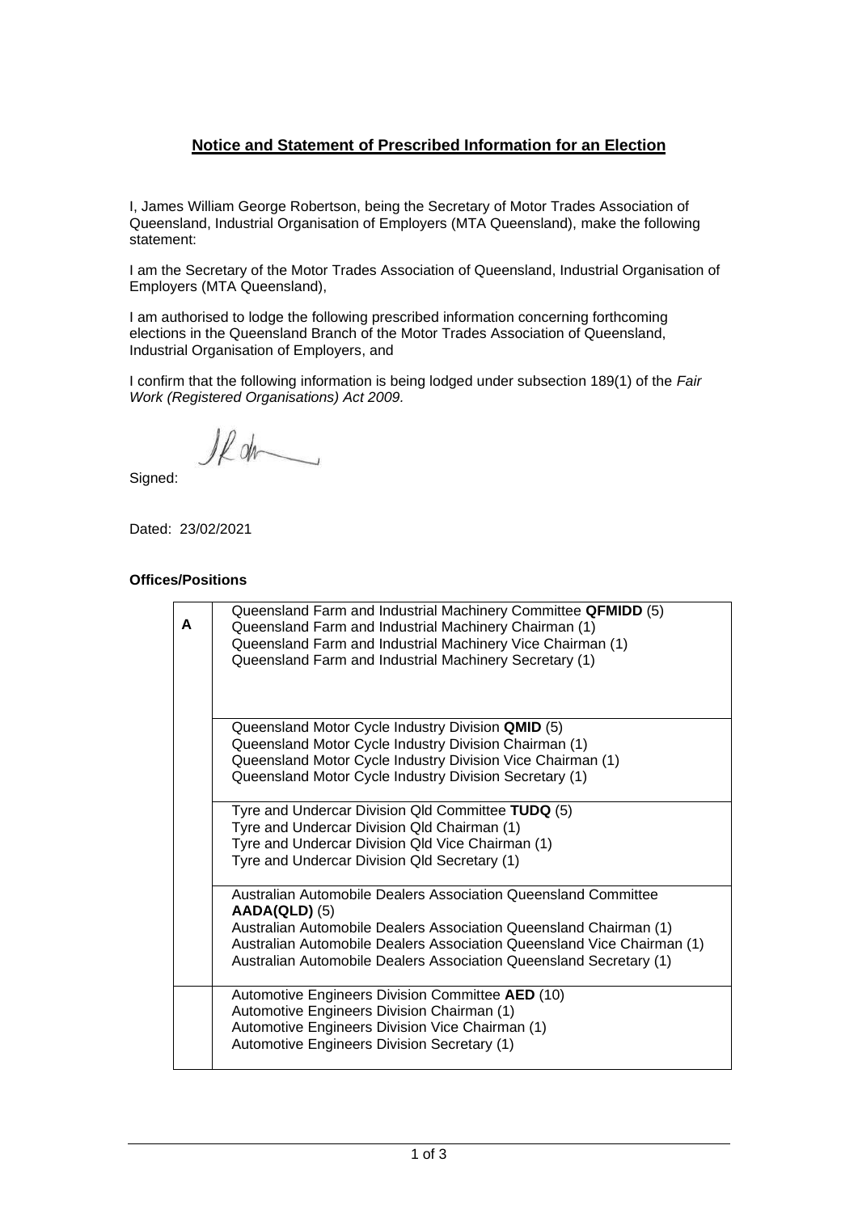## Notice and Statement of Prescribed Information for an Election

I, James William George Robertson, being the Secretary of Motor Trades Association of Queensland, Industrial Organisation of Employers (MTA Queensland), make the following statement:

I am the Secretary of the Motor Trades Association of Queensland, Industrial Organisation of Employers (MTA Queensland),

I am authorised to lodge the following prescribed information concerning forthcoming elections in the Queensland Branch of the Motor Trades Association of Queensland, Industrial Organisation of Employers, and

I confirm that the following information is being lodged under subsection 189(1) of the *Fair Work (Registered Organisations) Act 2009.*

Signed:

Dated: 23/02/2021

**Offices/Positions**

| | |
|---|---|
| **A** | Queensland Farm and Industrial Machinery Committee **QFMIDD** (5)<br>Queensland Farm and Industrial Machinery Chairman (1)<br>Queensland Farm and Industrial Machinery Vice Chairman (1)<br>Queensland Farm and Industrial Machinery Secretary (1) |
| | Queensland Motor Cycle Industry Division **QMID** (5)<br>Queensland Motor Cycle Industry Division Chairman (1)<br>Queensland Motor Cycle Industry Division Vice Chairman (1)<br>Queensland Motor Cycle Industry Division Secretary (1) |
| | Tyre and Undercar Division Qld Committee **TUDQ** (5)<br>Tyre and Undercar Division Qld Chairman (1)<br>Tyre and Undercar Division Qld Vice Chairman (1)<br>Tyre and Undercar Division Qld Secretary (1) |
| | Australian Automobile Dealers Association Queensland Committee **AADA(QLD)** (5)<br>Australian Automobile Dealers Association Queensland Chairman (1)<br>Australian Automobile Dealers Association Queensland Vice Chairman (1)<br>Australian Automobile Dealers Association Queensland Secretary (1) |
| | Automotive Engineers Division Committee **AED** (10)<br>Automotive Engineers Division Chairman (1)<br>Automotive Engineers Division Vice Chairman (1)<br>Automotive Engineers Division Secretary (1) |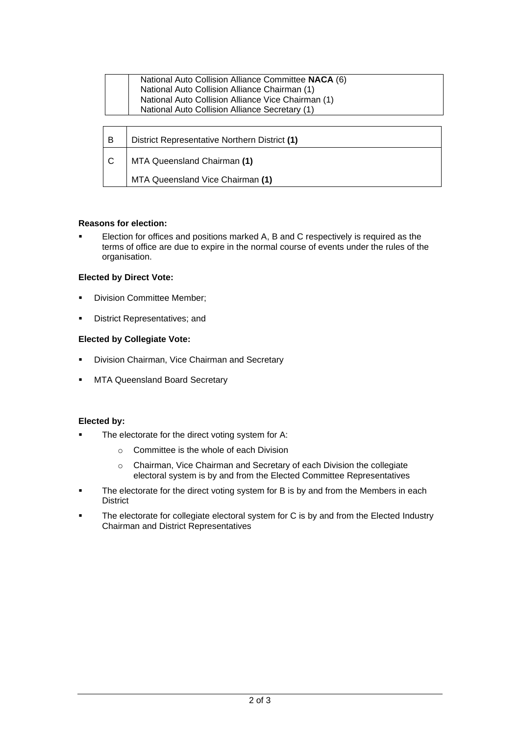| | |
|---|---|
| | National Auto Collision Alliance Committee **NACA** (6)<br>National Auto Collision Alliance Chairman (1)<br>National Auto Collision Alliance Vice Chairman (1)<br>National Auto Collision Alliance Secretary (1) |

| | |
|---|---|
| B | District Representative Northern District **(1)** |
| C | MTA Queensland Chairman **(1)**<br>MTA Queensland Vice Chairman **(1)** |

**Reasons for election:**

- Election for offices and positions marked A, B and C respectively is required as the terms of office are due to expire in the normal course of events under the rules of the organisation.

**Elected by Direct Vote:**

- Division Committee Member;
- District Representatives; and

**Elected by Collegiate Vote:**

- Division Chairman, Vice Chairman and Secretary
- MTA Queensland Board Secretary

**Elected by:**

- The electorate for the direct voting system for A:
  - Committee is the whole of each Division
  - Chairman, Vice Chairman and Secretary of each Division the collegiate electoral system is by and from the Elected Committee Representatives
- The electorate for the direct voting system for B is by and from the Members in each District
- The electorate for collegiate electoral system for C is by and from the Elected Industry Chairman and District Representatives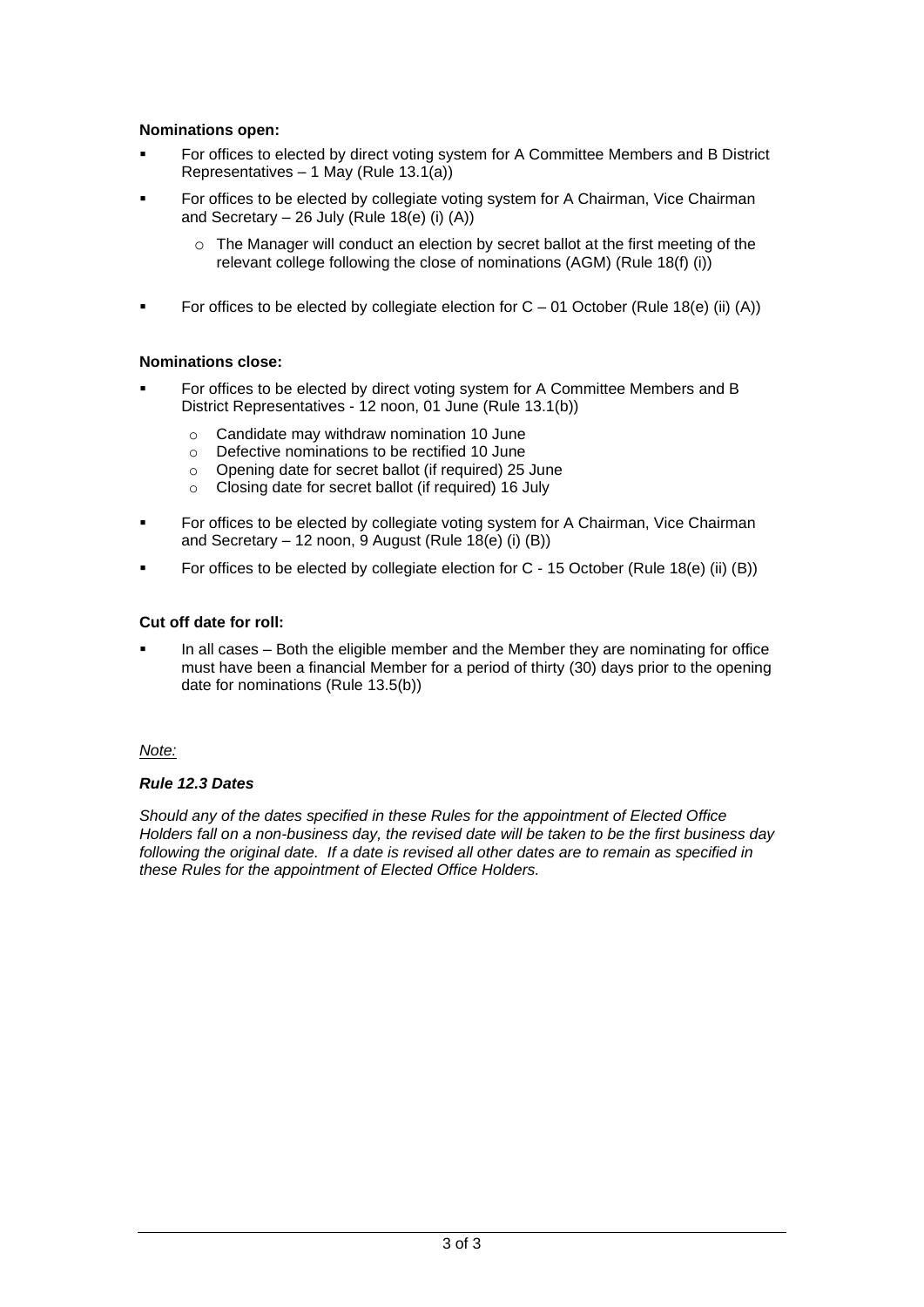**Nominations open:**

- For offices to elected by direct voting system for A Committee Members and B District Representatives – 1 May (Rule 13.1(a))
- For offices to be elected by collegiate voting system for A Chairman, Vice Chairman and Secretary – 26 July (Rule 18(e) (i) (A))
  - The Manager will conduct an election by secret ballot at the first meeting of the relevant college following the close of nominations (AGM) (Rule 18(f) (i))
- For offices to be elected by collegiate election for C – 01 October (Rule 18(e) (ii) (A))

**Nominations close:**

- For offices to be elected by direct voting system for A Committee Members and B District Representatives - 12 noon, 01 June (Rule 13.1(b))
  - Candidate may withdraw nomination 10 June
  - Defective nominations to be rectified 10 June
  - Opening date for secret ballot (if required) 25 June
  - Closing date for secret ballot (if required) 16 July
- For offices to be elected by collegiate voting system for A Chairman, Vice Chairman and Secretary – 12 noon, 9 August (Rule 18(e) (i) (B))
- For offices to be elected by collegiate election for C - 15 October (Rule 18(e) (ii) (B))

**Cut off date for roll:**

- In all cases – Both the eligible member and the Member they are nominating for office must have been a financial Member for a period of thirty (30) days prior to the opening date for nominations (Rule 13.5(b))

*Note:*

***Rule 12.3 Dates***

*Should any of the dates specified in these Rules for the appointment of Elected Office Holders fall on a non-business day, the revised date will be taken to be the first business day following the original date. If a date is revised all other dates are to remain as specified in these Rules for the appointment of Elected Office Holders.*